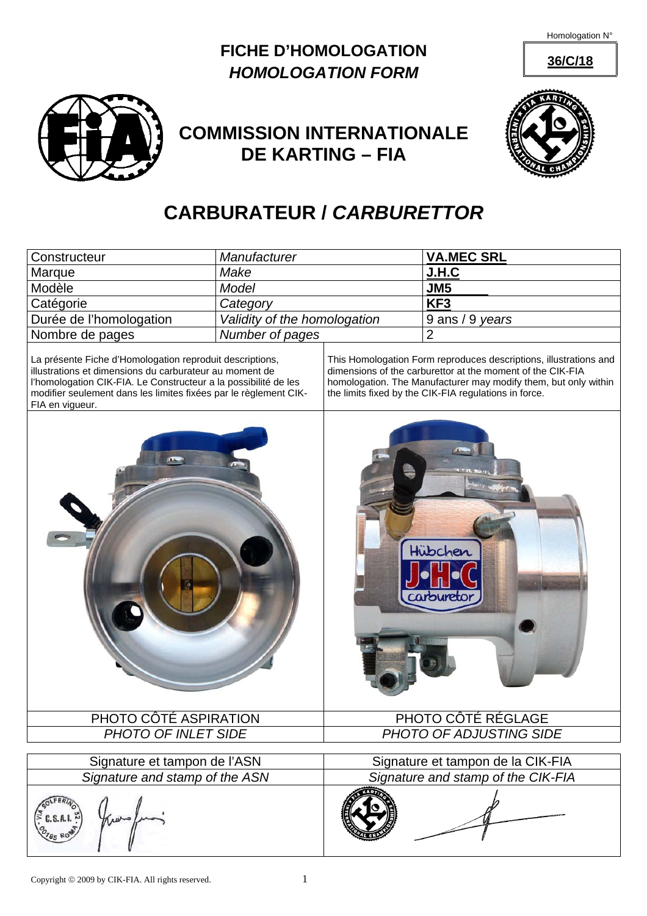Homologation N°

**36/C/18**

# FICHE D'HOMOLOGATION
## *HOMOLOGATION FORM*

## COMMISSION INTERNATIONALE DE KARTING – FIA

# CARBURATEUR / *CARBURETTOR*

| | | |
|---|---|---|
| Constructeur | *Manufacturer* | **VA.MEC SRL** |
| Marque | *Make* | **J.H.C** |
| Modèle | *Model* | **JM5** |
| Catégorie | *Category* | **KF3** |
| Durée de l'homologation | *Validity of the homologation* | 9 ans / 9 *years* |
| Nombre de pages | *Number of pages* | 2 |

La présente Fiche d'Homologation reproduit descriptions, illustrations et dimensions du carburateur au moment de l'homologation CIK-FIA. Le Constructeur a la possibilité de les modifier seulement dans les limites fixées par le règlement CIK-FIA en vigueur.

This Homologation Form reproduces descriptions, illustrations and dimensions of the carburettor at the moment of the CIK-FIA homologation. The Manufacturer may modify them, but only within the limits fixed by the CIK-FIA regulations in force.

| | |
|---|---|
| PHOTO CÔTÉ ASPIRATION | PHOTO CÔTÉ RÉGLAGE |
| *PHOTO OF INLET SIDE* | *PHOTO OF ADJUSTING SIDE* |

| | |
|---|---|
| Signature et tampon de l'ASN | Signature et tampon de la CIK-FIA |
| *Signature and stamp of the ASN* | *Signature and stamp of the CIK-FIA* |

Copyright © 2009 by CIK-FIA. All rights reserved.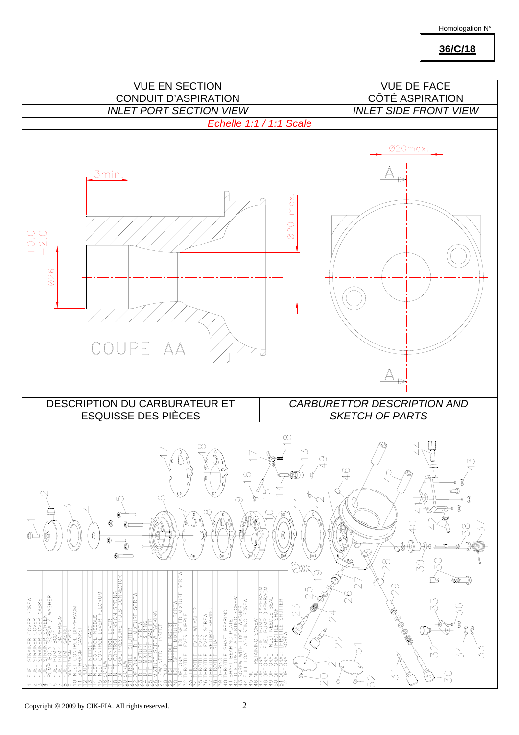Homologation N°

**36/C/18**

| VUE EN SECTION<br>CONDUIT D'ASPIRATION<br>*INLET PORT SECTION VIEW* | VUE DE FACE<br>CÔTÉ ASPIRATION<br>*INLET SIDE FRONT VIEW* |
|---|---|

*Echelle 1:1 / 1:1 Scale*

3min.

Ø20 max.

+0.0
−2.0

Ø26

COUPE AA

Ø20max.

A

A

| DESCRIPTION DU CARBURATEUR ET ESQUISSE DES PIÈCES | *CARBURETTOR DESCRIPTION AND SKETCH OF PARTS* |
|---|---|

1 FUEL STRAINER COVER SCREW
2 FUEL STRAINER COVER
3 FUEL STRAINER COVER GASKET
4 FUEL STRAINER SCREEN
5 PUMP BODY SCREW / WASHER
6 FUEL PUMP BODY
7 FUEL PUMP DIAPHRAGM
8 FUEL PUMP GASKET
9 DIAPHRAGM COVER
10 INLET CONTROL DIAPHRAGM
11 DIAPHRAGM GASKET
12 PLUG
13 INLET NEEDLE CAGE
14 INLET CONTROL NEEDLE
15 INLET CONTROL LEVER FULCRUM
16 SCREW
17 INLET CONTROL LEVER
18 INLET CONTROL TENSION SPRING
19 OPTIONAL:PRESSURE PULS CONNECTOR
20 SCREW
21 THROTTLE SHUTTER
22 OPTIONAL: IDLE MIXTURE SCREW
23 IDLE MIXTURE SCREW
24 IDLE MIXTURE SPRING
25 IDLE MIXTURE WASHER
26 MIXTURE SCREW PACKING
27 LOW NEEDLE INSERT
28 PLUG
29 HIGH NEEDLE INSERT
30 HIGH SPEED MIXTURE SCREW
31 OPTIONAL: HIGH SPEED MIXTURE SCREW
32 THROTTLE LEVER NIPPLE
33 CLIP
34 THROTTLE LEVER WASHER
35 THROTTLE LEVER
36 THROTTLE LEVER SCREW
37 THROTTLE RETURN SPRING
38 THROTTLE SHAFT
39 O-RING
40 THROTTLE SHAFT BEARING
41 SHAFT BEARING PLATE
42 IDLE SPEED ADJUSTING SCREW
43 SCREW WITH LOCK WASHER
44 IDLE ADJUSTING SCREW
45 NUT
46 NUT RETAINING SCREW
47 OPTIONAL: FUEL PUMP DIAPHRAGM
48 OPTIONAL: FUEL PUMP DIAPHRAGM
49 OPTIONAL: INLET NEEDLE SEAL
50 OPTIONAL: THROTTLE SHAFT
51 OPTIONAL: THROTTLE SHUTTER
52 OPTIONAL: SCREW

Copyright © 2009 by CIK-FIA. All rights reserved.